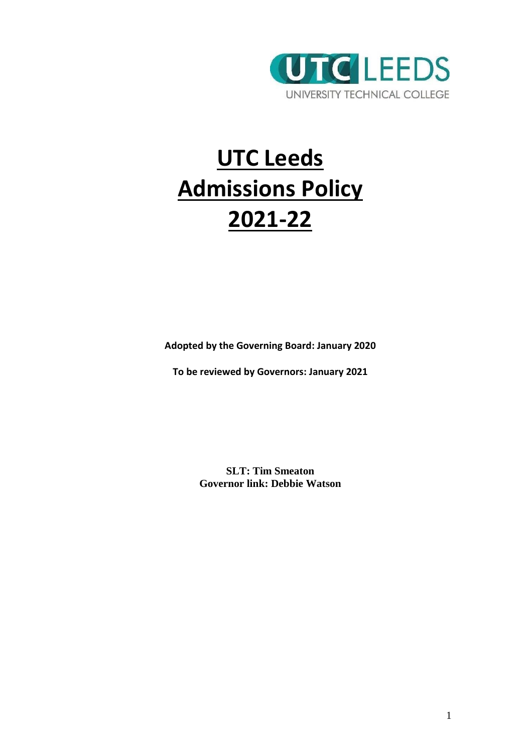# UTC Leeds Admissions Policy 2021-22

**Adopted by the Governing Board: January 2020**

**To be reviewed by Governors: January 2021**

**SLT: Tim Smeaton**
**Governor link: Debbie Watson**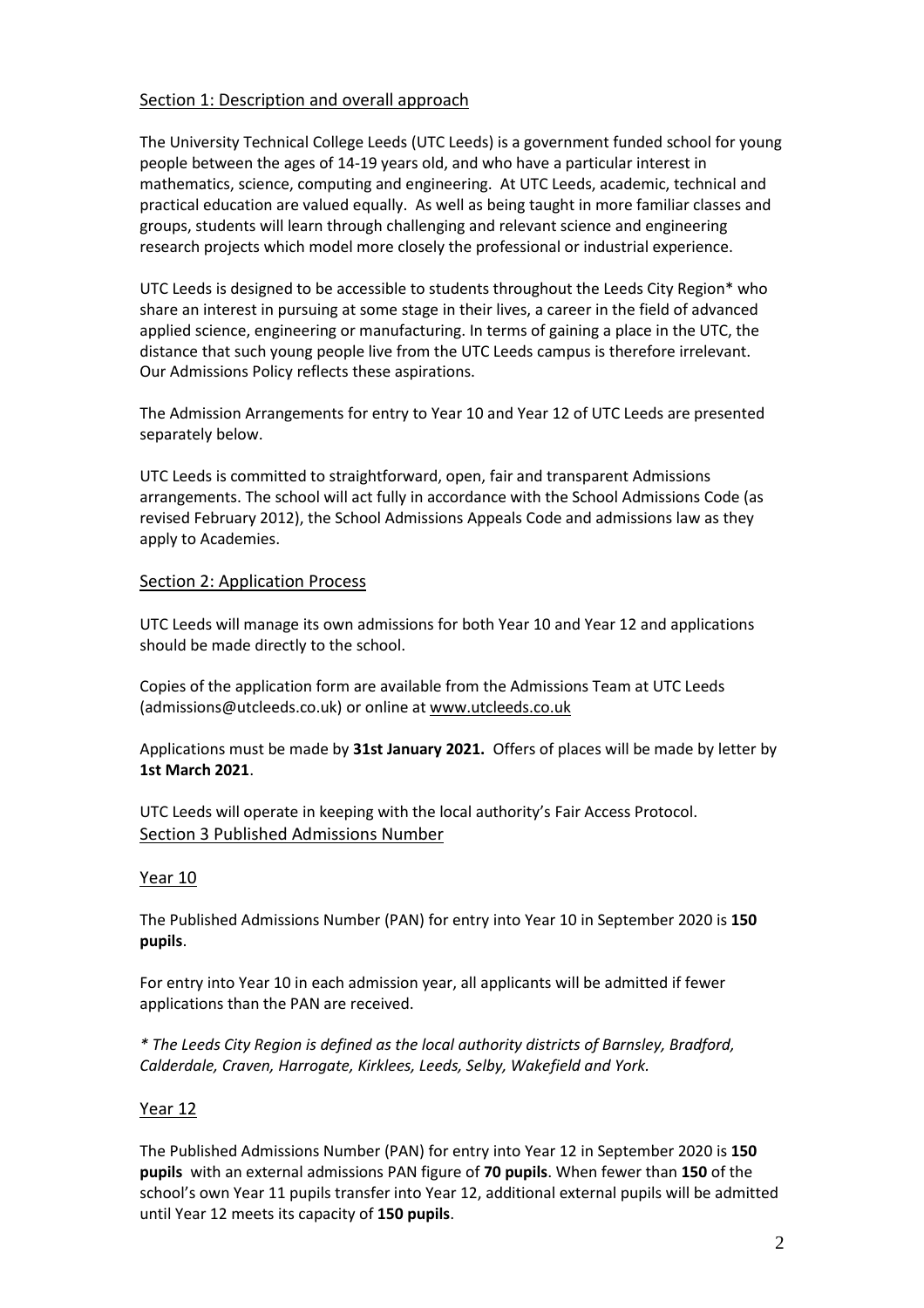## Section 1: Description and overall approach

The University Technical College Leeds (UTC Leeds) is a government funded school for young people between the ages of 14-19 years old, and who have a particular interest in mathematics, science, computing and engineering. At UTC Leeds, academic, technical and practical education are valued equally. As well as being taught in more familiar classes and groups, students will learn through challenging and relevant science and engineering research projects which model more closely the professional or industrial experience.

UTC Leeds is designed to be accessible to students throughout the Leeds City Region* who share an interest in pursuing at some stage in their lives, a career in the field of advanced applied science, engineering or manufacturing. In terms of gaining a place in the UTC, the distance that such young people live from the UTC Leeds campus is therefore irrelevant. Our Admissions Policy reflects these aspirations.

The Admission Arrangements for entry to Year 10 and Year 12 of UTC Leeds are presented separately below.

UTC Leeds is committed to straightforward, open, fair and transparent Admissions arrangements. The school will act fully in accordance with the School Admissions Code (as revised February 2012), the School Admissions Appeals Code and admissions law as they apply to Academies.

## Section 2: Application Process

UTC Leeds will manage its own admissions for both Year 10 and Year 12 and applications should be made directly to the school.

Copies of the application form are available from the Admissions Team at UTC Leeds (admissions@utcleeds.co.uk) or online at www.utcleeds.co.uk

Applications must be made by **31st January 2021.** Offers of places will be made by letter by **1st March 2021**.

UTC Leeds will operate in keeping with the local authority's Fair Access Protocol.

## Section 3 Published Admissions Number

### Year 10

The Published Admissions Number (PAN) for entry into Year 10 in September 2020 is **150 pupils**.

For entry into Year 10 in each admission year, all applicants will be admitted if fewer applications than the PAN are received.

*\* The Leeds City Region is defined as the local authority districts of Barnsley, Bradford, Calderdale, Craven, Harrogate, Kirklees, Leeds, Selby, Wakefield and York.*

### Year 12

The Published Admissions Number (PAN) for entry into Year 12 in September 2020 is **150 pupils** with an external admissions PAN figure of **70 pupils**. When fewer than **150** of the school's own Year 11 pupils transfer into Year 12, additional external pupils will be admitted until Year 12 meets its capacity of **150 pupils**.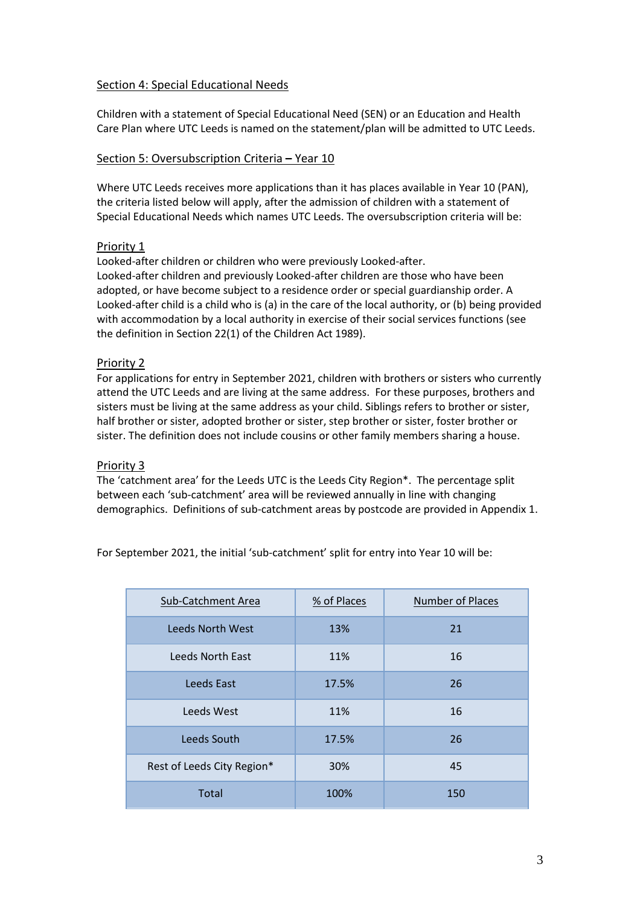## Section 4: Special Educational Needs

Children with a statement of Special Educational Need (SEN) or an Education and Health Care Plan where UTC Leeds is named on the statement/plan will be admitted to UTC Leeds.

## Section 5: Oversubscription Criteria – Year 10

Where UTC Leeds receives more applications than it has places available in Year 10 (PAN), the criteria listed below will apply, after the admission of children with a statement of Special Educational Needs which names UTC Leeds. The oversubscription criteria will be:

### Priority 1

Looked-after children or children who were previously Looked-after.
Looked-after children and previously Looked-after children are those who have been adopted, or have become subject to a residence order or special guardianship order. A Looked-after child is a child who is (a) in the care of the local authority, or (b) being provided with accommodation by a local authority in exercise of their social services functions (see the definition in Section 22(1) of the Children Act 1989).

### Priority 2

For applications for entry in September 2021, children with brothers or sisters who currently attend the UTC Leeds and are living at the same address. For these purposes, brothers and sisters must be living at the same address as your child. Siblings refers to brother or sister, half brother or sister, adopted brother or sister, step brother or sister, foster brother or sister. The definition does not include cousins or other family members sharing a house.

### Priority 3

The 'catchment area' for the Leeds UTC is the Leeds City Region*. The percentage split between each 'sub-catchment' area will be reviewed annually in line with changing demographics. Definitions of sub-catchment areas by postcode are provided in Appendix 1.

For September 2021, the initial 'sub-catchment' split for entry into Year 10 will be:

| Sub-Catchment Area | % of Places | Number of Places |
|---|---|---|
| Leeds North West | 13% | 21 |
| Leeds North East | 11% | 16 |
| Leeds East | 17.5% | 26 |
| Leeds West | 11% | 16 |
| Leeds South | 17.5% | 26 |
| Rest of Leeds City Region* | 30% | 45 |
| Total | 100% | 150 |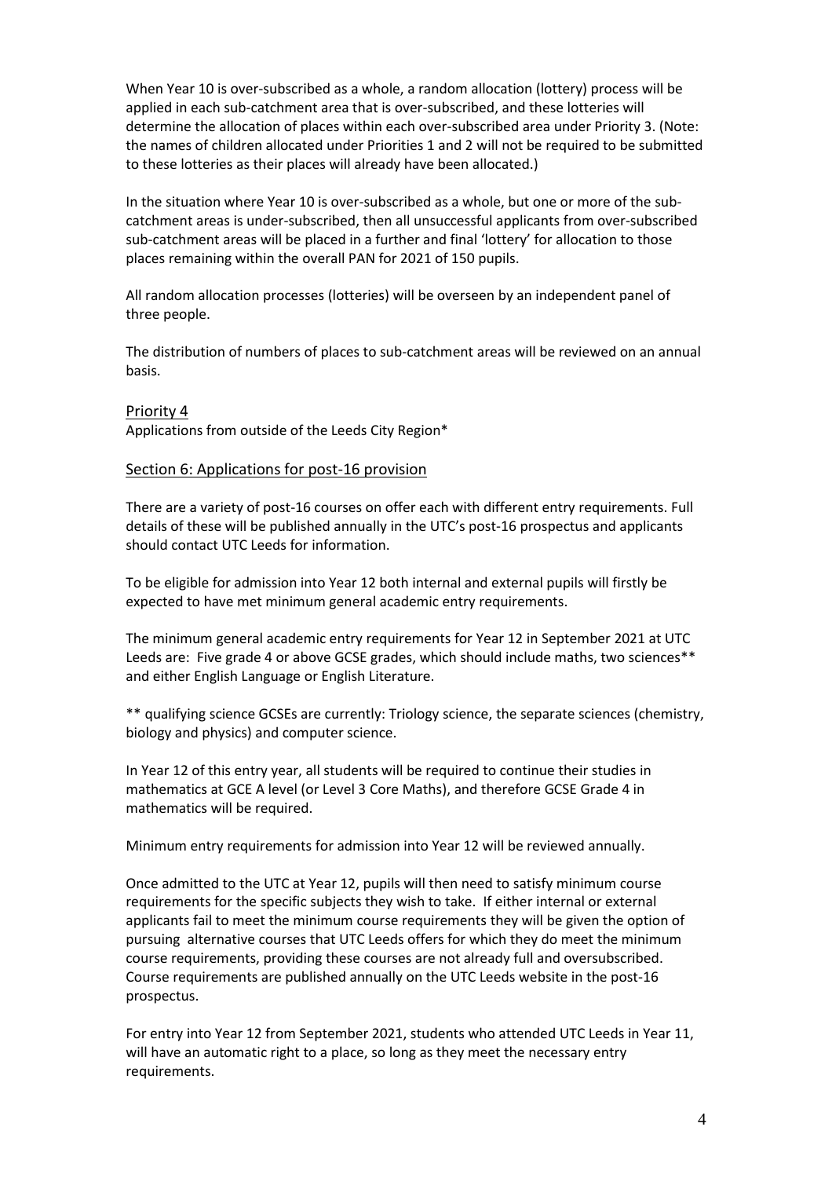When Year 10 is over-subscribed as a whole, a random allocation (lottery) process will be applied in each sub-catchment area that is over-subscribed, and these lotteries will determine the allocation of places within each over-subscribed area under Priority 3. (Note: the names of children allocated under Priorities 1 and 2 will not be required to be submitted to these lotteries as their places will already have been allocated.)

In the situation where Year 10 is over-subscribed as a whole, but one or more of the sub-catchment areas is under-subscribed, then all unsuccessful applicants from over-subscribed sub-catchment areas will be placed in a further and final 'lottery' for allocation to those places remaining within the overall PAN for 2021 of 150 pupils.

All random allocation processes (lotteries) will be overseen by an independent panel of three people.

The distribution of numbers of places to sub-catchment areas will be reviewed on an annual basis.

## Priority 4

Applications from outside of the Leeds City Region*

## Section 6: Applications for post-16 provision

There are a variety of post-16 courses on offer each with different entry requirements. Full details of these will be published annually in the UTC's post-16 prospectus and applicants should contact UTC Leeds for information.

To be eligible for admission into Year 12 both internal and external pupils will firstly be expected to have met minimum general academic entry requirements.

The minimum general academic entry requirements for Year 12 in September 2021 at UTC Leeds are: Five grade 4 or above GCSE grades, which should include maths, two sciences** and either English Language or English Literature.

** qualifying science GCSEs are currently: Triology science, the separate sciences (chemistry, biology and physics) and computer science.

In Year 12 of this entry year, all students will be required to continue their studies in mathematics at GCE A level (or Level 3 Core Maths), and therefore GCSE Grade 4 in mathematics will be required.

Minimum entry requirements for admission into Year 12 will be reviewed annually.

Once admitted to the UTC at Year 12, pupils will then need to satisfy minimum course requirements for the specific subjects they wish to take. If either internal or external applicants fail to meet the minimum course requirements they will be given the option of pursuing alternative courses that UTC Leeds offers for which they do meet the minimum course requirements, providing these courses are not already full and oversubscribed. Course requirements are published annually on the UTC Leeds website in the post-16 prospectus.

For entry into Year 12 from September 2021, students who attended UTC Leeds in Year 11, will have an automatic right to a place, so long as they meet the necessary entry requirements.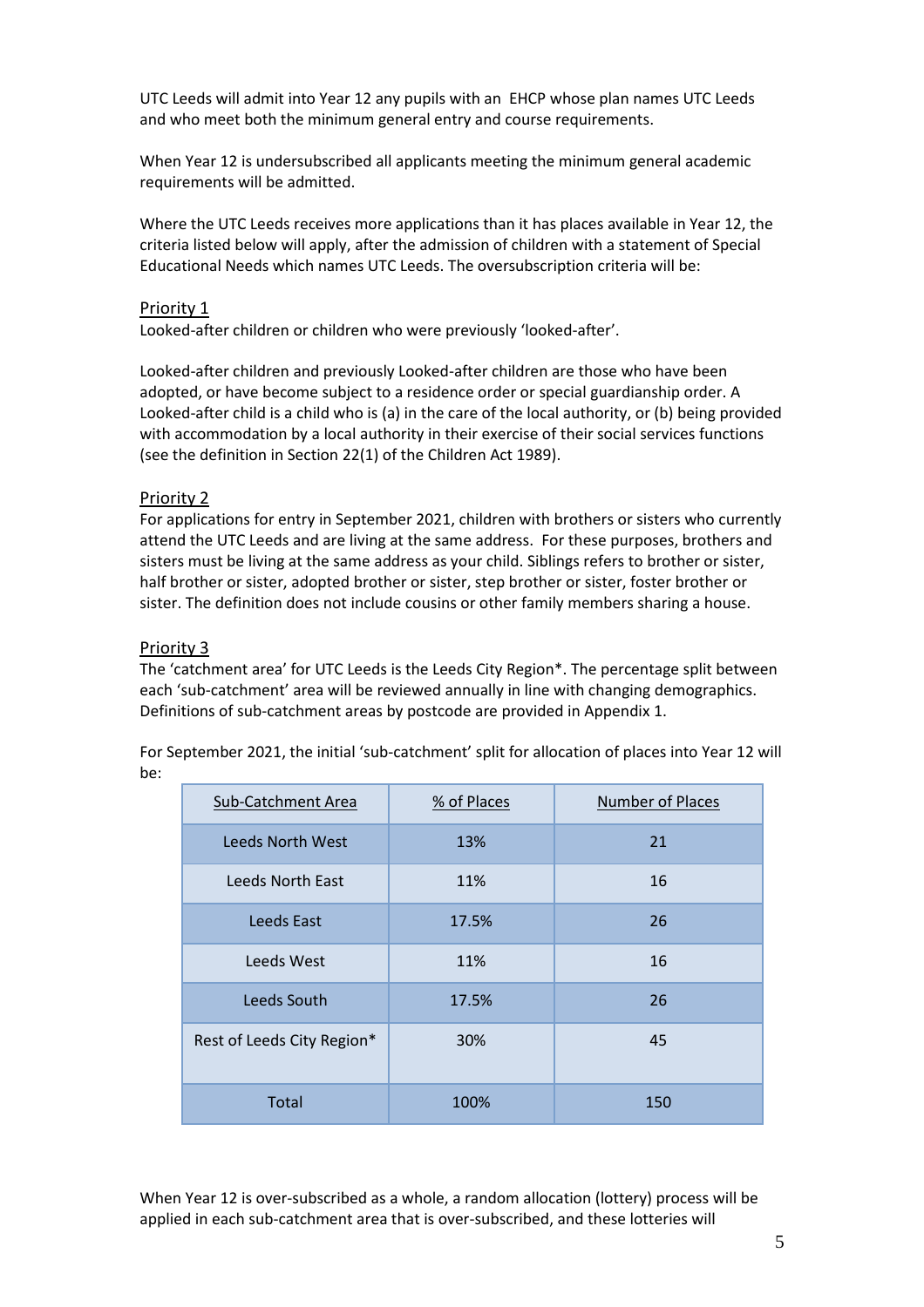UTC Leeds will admit into Year 12 any pupils with an EHCP whose plan names UTC Leeds and who meet both the minimum general entry and course requirements.

When Year 12 is undersubscribed all applicants meeting the minimum general academic requirements will be admitted.

Where the UTC Leeds receives more applications than it has places available in Year 12, the criteria listed below will apply, after the admission of children with a statement of Special Educational Needs which names UTC Leeds. The oversubscription criteria will be:

<u>Priority 1</u>

Looked-after children or children who were previously 'looked-after'.

Looked-after children and previously Looked-after children are those who have been adopted, or have become subject to a residence order or special guardianship order. A Looked-after child is a child who is (a) in the care of the local authority, or (b) being provided with accommodation by a local authority in their exercise of their social services functions (see the definition in Section 22(1) of the Children Act 1989).

<u>Priority 2</u>

For applications for entry in September 2021, children with brothers or sisters who currently attend the UTC Leeds and are living at the same address. For these purposes, brothers and sisters must be living at the same address as your child. Siblings refers to brother or sister, half brother or sister, adopted brother or sister, step brother or sister, foster brother or sister. The definition does not include cousins or other family members sharing a house.

<u>Priority 3</u>

The 'catchment area' for UTC Leeds is the Leeds City Region*. The percentage split between each 'sub-catchment' area will be reviewed annually in line with changing demographics. Definitions of sub-catchment areas by postcode are provided in Appendix 1.

For September 2021, the initial 'sub-catchment' split for allocation of places into Year 12 will be:

| Sub-Catchment Area | % of Places | Number of Places |
|---|---|---|
| Leeds North West | 13% | 21 |
| Leeds North East | 11% | 16 |
| Leeds East | 17.5% | 26 |
| Leeds West | 11% | 16 |
| Leeds South | 17.5% | 26 |
| Rest of Leeds City Region* | 30% | 45 |
| Total | 100% | 150 |

When Year 12 is over-subscribed as a whole, a random allocation (lottery) process will be applied in each sub-catchment area that is over-subscribed, and these lotteries will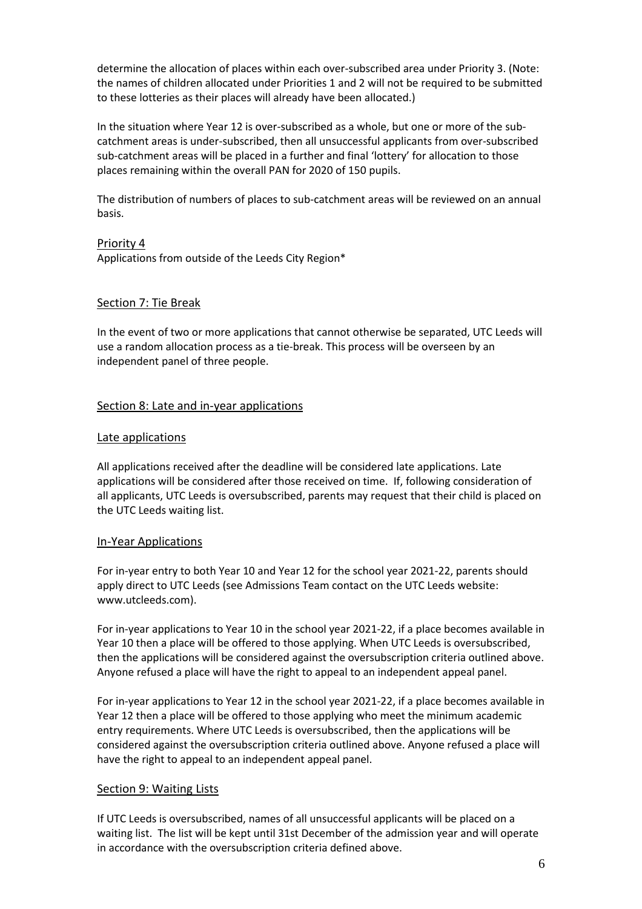determine the allocation of places within each over-subscribed area under Priority 3. (Note: the names of children allocated under Priorities 1 and 2 will not be required to be submitted to these lotteries as their places will already have been allocated.)

In the situation where Year 12 is over-subscribed as a whole, but one or more of the sub-catchment areas is under-subscribed, then all unsuccessful applicants from over-subscribed sub-catchment areas will be placed in a further and final 'lottery' for allocation to those places remaining within the overall PAN for 2020 of 150 pupils.

The distribution of numbers of places to sub-catchment areas will be reviewed on an annual basis.

### Priority 4

Applications from outside of the Leeds City Region*

## Section 7: Tie Break

In the event of two or more applications that cannot otherwise be separated, UTC Leeds will use a random allocation process as a tie-break. This process will be overseen by an independent panel of three people.

## Section 8: Late and in-year applications

### Late applications

All applications received after the deadline will be considered late applications. Late applications will be considered after those received on time. If, following consideration of all applicants, UTC Leeds is oversubscribed, parents may request that their child is placed on the UTC Leeds waiting list.

### In-Year Applications

For in-year entry to both Year 10 and Year 12 for the school year 2021-22, parents should apply direct to UTC Leeds (see Admissions Team contact on the UTC Leeds website: www.utcleeds.com).

For in-year applications to Year 10 in the school year 2021-22, if a place becomes available in Year 10 then a place will be offered to those applying. When UTC Leeds is oversubscribed, then the applications will be considered against the oversubscription criteria outlined above. Anyone refused a place will have the right to appeal to an independent appeal panel.

For in-year applications to Year 12 in the school year 2021-22, if a place becomes available in Year 12 then a place will be offered to those applying who meet the minimum academic entry requirements. Where UTC Leeds is oversubscribed, then the applications will be considered against the oversubscription criteria outlined above. Anyone refused a place will have the right to appeal to an independent appeal panel.

## Section 9: Waiting Lists

If UTC Leeds is oversubscribed, names of all unsuccessful applicants will be placed on a waiting list. The list will be kept until 31st December of the admission year and will operate in accordance with the oversubscription criteria defined above.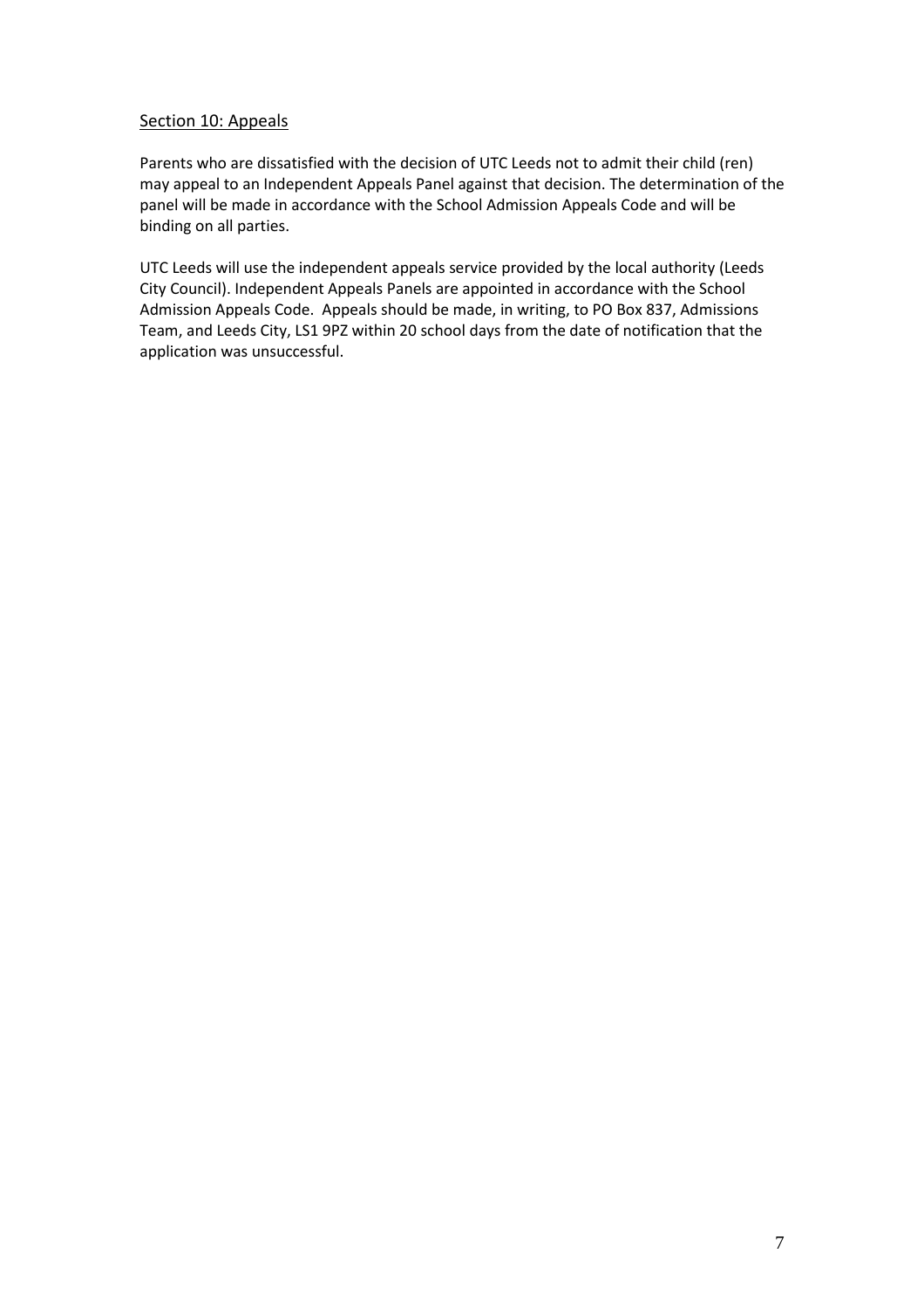## Section 10: Appeals

Parents who are dissatisfied with the decision of UTC Leeds not to admit their child (ren) may appeal to an Independent Appeals Panel against that decision. The determination of the panel will be made in accordance with the School Admission Appeals Code and will be binding on all parties.

UTC Leeds will use the independent appeals service provided by the local authority (Leeds City Council). Independent Appeals Panels are appointed in accordance with the School Admission Appeals Code. Appeals should be made, in writing, to PO Box 837, Admissions Team, and Leeds City, LS1 9PZ within 20 school days from the date of notification that the application was unsuccessful.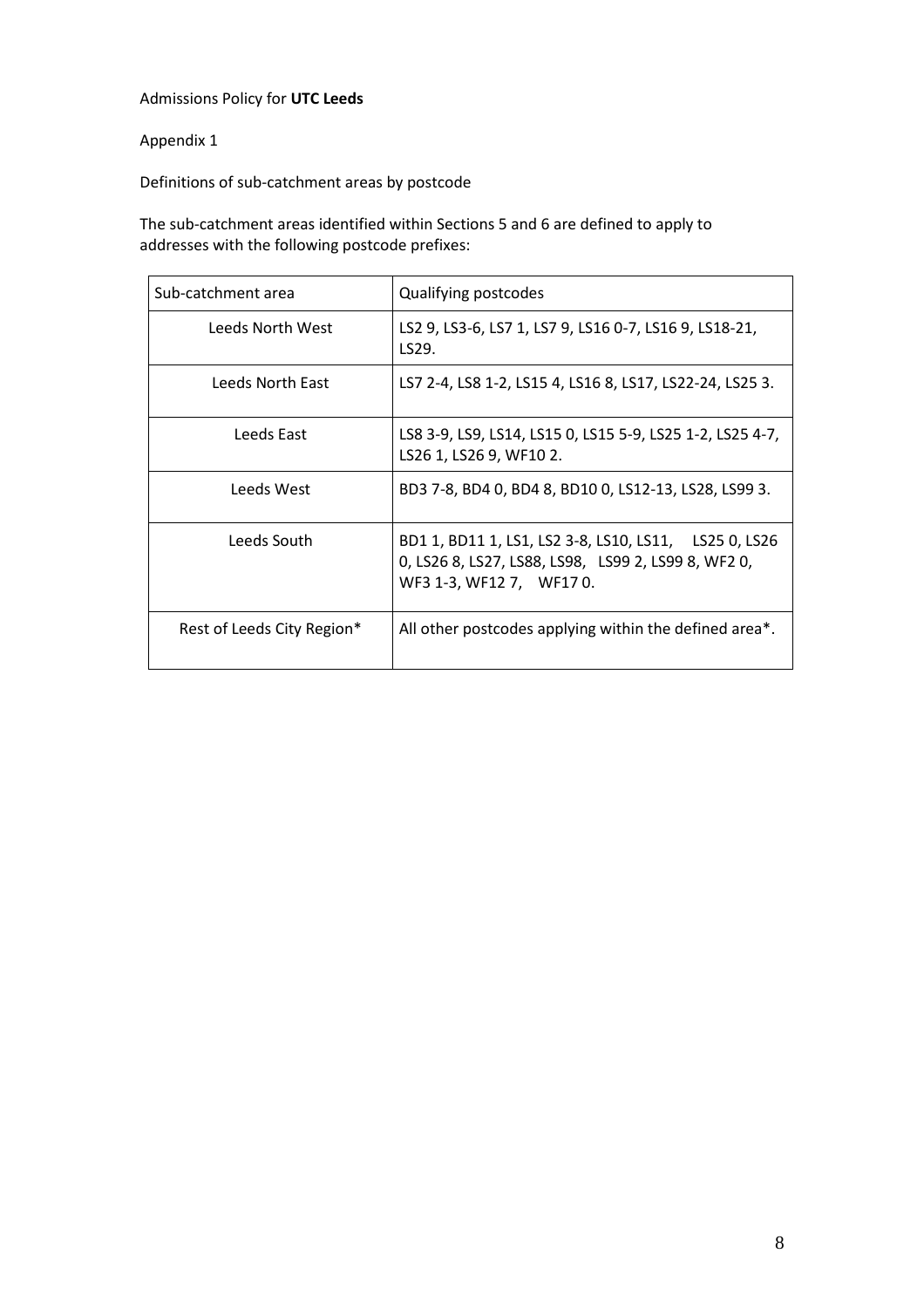Admissions Policy for **UTC Leeds**

Appendix 1

Definitions of sub-catchment areas by postcode

The sub-catchment areas identified within Sections 5 and 6 are defined to apply to addresses with the following postcode prefixes:

| Sub-catchment area | Qualifying postcodes |
| --- | --- |
| Leeds North West | LS2 9, LS3-6, LS7 1, LS7 9, LS16 0-7, LS16 9, LS18-21, LS29. |
| Leeds North East | LS7 2-4, LS8 1-2, LS15 4, LS16 8, LS17, LS22-24, LS25 3. |
| Leeds East | LS8 3-9, LS9, LS14, LS15 0, LS15 5-9, LS25 1-2, LS25 4-7, LS26 1, LS26 9, WF10 2. |
| Leeds West | BD3 7-8, BD4 0, BD4 8, BD10 0, LS12-13, LS28, LS99 3. |
| Leeds South | BD1 1, BD11 1, LS1, LS2 3-8, LS10, LS11, LS25 0, LS26 0, LS26 8, LS27, LS88, LS98, LS99 2, LS99 8, WF2 0, WF3 1-3, WF12 7, WF17 0. |
| Rest of Leeds City Region* | All other postcodes applying within the defined area*. |